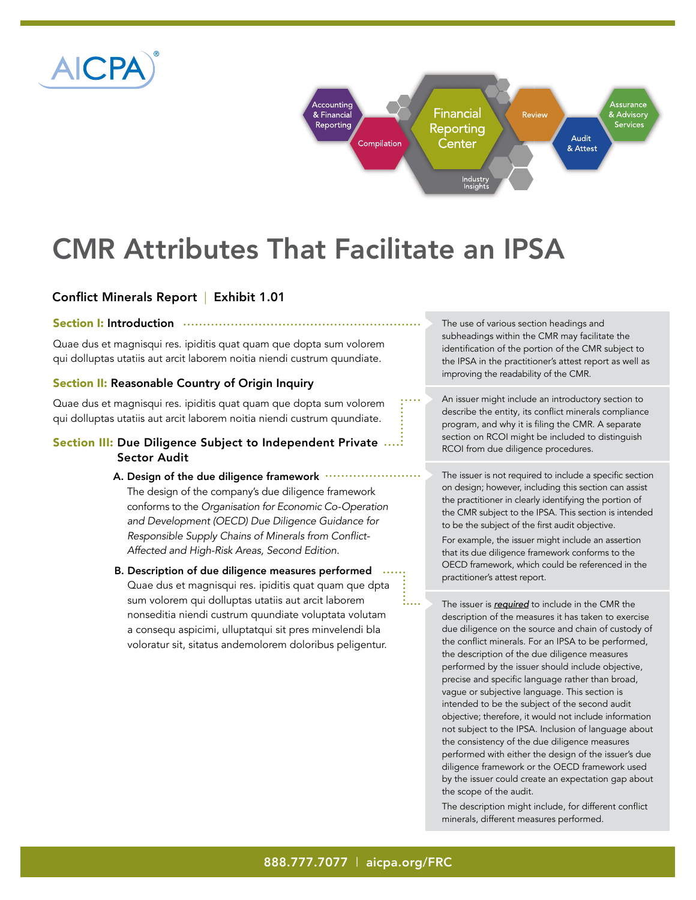# CMR Attributes That Facilitate an IPSA

## Conflict Minerals Report | Exhibit 1.01

### Section I: Introduction

Quae dus et magnisqui res. ipiditis quat quam que dopta sum volorem qui dolluptas utatiis aut arcit laborem noitia niendi custrum quundiate.

> The use of various section headings and subheadings within the CMR may facilitate the identification of the portion of the CMR subject to the IPSA in the practitioner's attest report as well as improving the readability of the CMR.

### Section II: Reasonable Country of Origin Inquiry

Quae dus et magnisqui res. ipiditis quat quam que dopta sum volorem qui dolluptas utatiis aut arcit laborem noitia niendi custrum quundiate.

> An issuer might include an introductory section to describe the entity, its conflict minerals compliance program, and why it is filing the CMR. A separate section on RCOI might be included to distinguish RCOI from due diligence procedures.

### Section III: Due Diligence Subject to Independent Private Sector Audit

**A. Design of the due diligence framework**

The design of the company's due diligence framework conforms to the *Organisation for Economic Co-Operation and Development (OECD) Due Diligence Guidance for Responsible Supply Chains of Minerals from Conflict-Affected and High-Risk Areas, Second Edition*.

> The issuer is not required to include a specific section on design; however, including this section can assist the practitioner in clearly identifying the portion of the CMR subject to the IPSA. This section is intended to be the subject of the first audit objective.
>
> For example, the issuer might include an assertion that its due diligence framework conforms to the OECD framework, which could be referenced in the practitioner's attest report.

**B. Description of due diligence measures performed**

Quae dus et magnisqui res. ipiditis quat quam que dpta sum volorem qui dolluptas utatiis aut arcit laborem nonseditia niendi custrum quundiate voluptata volutam a consequ aspicimi, ulluptatqui sit pres minvelendi bla voloratur sit, sitatus andemolorem doloribus peligentur.

> The issuer is ***required*** to include in the CMR the description of the measures it has taken to exercise due diligence on the source and chain of custody of the conflict minerals. For an IPSA to be performed, the description of the due diligence measures performed by the issuer should include objective, precise and specific language rather than broad, vague or subjective language. This section is intended to be the subject of the second audit objective; therefore, it would not include information not subject to the IPSA. Inclusion of language about the consistency of the due diligence measures performed with either the design of the issuer's due diligence framework or the OECD framework used by the issuer could create an expectation gap about the scope of the audit.
>
> The description might include, for different conflict minerals, different measures performed.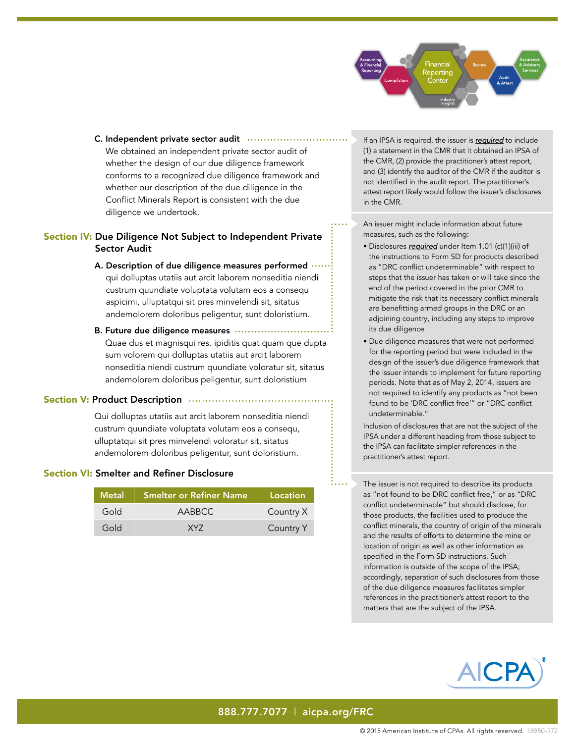C. **Independent private sector audit**

We obtained an independent private sector audit of whether the design of our due diligence framework conforms to a recognized due diligence framework and whether our description of the due diligence in the Conflict Minerals Report is consistent with the due diligence we undertook.

> If an IPSA is required, the issuer is ***required*** to include (1) a statement in the CMR that it obtained an IPSA of the CMR, (2) provide the practitioner's attest report, and (3) identify the auditor of the CMR if the auditor is not identified in the audit report. The practitioner's attest report likely would follow the issuer's disclosures in the CMR.

## Section IV: Due Diligence Not Subject to Independent Private Sector Audit

A. **Description of due diligence measures performed**

qui dolluptas utatiis aut arcit laborem nonseditia niendi custrum quundiate voluptata volutam eos a consequ aspicimi, ulluptatqui sit pres minvelendi sit, sitatus andemolorem doloribus peligentur, sunt doloristium.

B. **Future due diligence measures**

Quae dus et magnisqui res. ipiditis quat quam que dupta sum volorem qui dolluptas utatiis aut arcit laborem nonseditia niendi custrum quundiate voloratur sit, sitatus andemolorem doloribus peligentur, sunt doloristium

> An issuer might include information about future measures, such as the following:
>
> - Disclosures ***required*** under Item 1.01 (c)(1)(iii) of the instructions to Form SD for products described as "DRC conflict undeterminable" with respect to steps that the issuer has taken or will take since the end of the period covered in the prior CMR to mitigate the risk that its necessary conflict minerals are benefitting armed groups in the DRC or an adjoining country, including any steps to improve its due diligence
> - Due diligence measures that were not performed for the reporting period but were included in the design of the issuer's due diligence framework that the issuer intends to implement for future reporting periods. Note that as of May 2, 2014, issuers are not required to identify any products as "not been found to be 'DRC conflict free'" or "DRC conflict undeterminable."
>
> Inclusion of disclosures that are not the subject of the IPSA under a different heading from those subject to the IPSA can facilitate simpler references in the practitioner's attest report.

## Section V: Product Description

Qui dolluptas utatiis aut arcit laborem nonseditia niendi custrum quundiate voluptata volutam eos a consequ, ulluptatqui sit pres minvelendi voloratur sit, sitatus andemolorem doloribus peligentur, sunt doloristium.

## Section VI: Smelter and Refiner Disclosure

| Metal | Smelter or Refiner Name | Location |
|---|---|---|
| Gold | AABBCC | Country X |
| Gold | XYZ | Country Y |

> The issuer is not required to describe its products as "not found to be DRC conflict free," or as "DRC conflict undeterminable" but should disclose, for those products, the facilities used to produce the conflict minerals, the country of origin of the minerals and the results of efforts to determine the mine or location of origin as well as other information as specified in the Form SD instructions. Such information is outside of the scope of the IPSA; accordingly, separation of such disclosures from those of the due diligence measures facilitates simpler references in the practitioner's attest report to the matters that are the subject of the IPSA.

888.777.7077 | aicpa.org/FRC

© 2015 American Institute of CPAs. All rights reserved. 18950-372